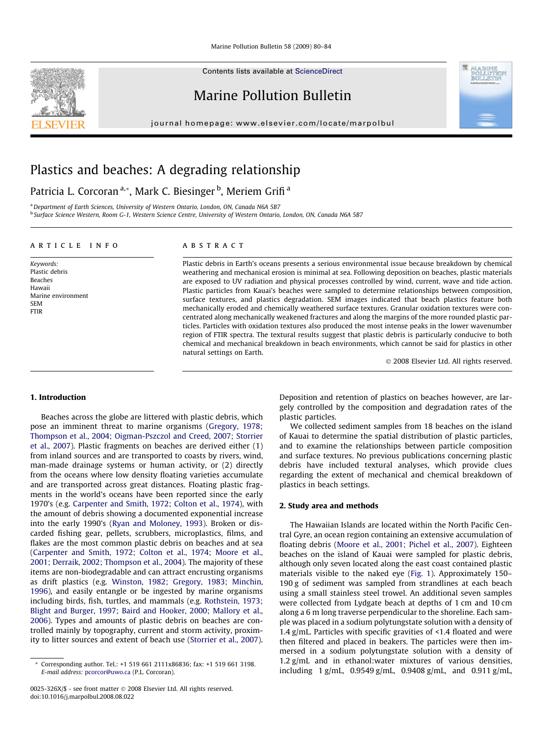# Plastics and beaches: A degrading relationship

Patricia L. Corcoran [a,*], Mark C. Biesinger [b], Meriem Grifi [a]

[a] Department of Earth Sciences, University of Western Ontario, London, ON, Canada N6A 5B7
[b] Surface Science Western, Room G-1, Western Science Centre, University of Western Ontario, London, ON, Canada N6A 5B7

**ARTICLE INFO**

*Keywords:*
Plastic debris
Beaches
Hawaii
Marine environment
SEM
FTIR

**ABSTRACT**

Plastic debris in Earth's oceans presents a serious environmental issue because breakdown by chemical weathering and mechanical erosion is minimal at sea. Following deposition on beaches, plastic materials are exposed to UV radiation and physical processes controlled by wind, current, wave and tide action. Plastic particles from Kauai's beaches were sampled to determine relationships between composition, surface textures, and plastics degradation. SEM images indicated that beach plastics feature both mechanically eroded and chemically weathered surface textures. Granular oxidation textures were concentrated along mechanically weakened fractures and along the margins of the more rounded plastic particles. Particles with oxidation textures also produced the most intense peaks in the lower wavenumber region of FTIR spectra. The textural results suggest that plastic debris is particularly conducive to both chemical and mechanical breakdown in beach environments, which cannot be said for plastics in other natural settings on Earth.

© 2008 Elsevier Ltd. All rights reserved.

## 1. Introduction

Beaches across the globe are littered with plastic debris, which pose an imminent threat to marine organisms (Gregory, 1978; Thompson et al., 2004; Oigman-Pszczol and Creed, 2007; Storrier et al., 2007). Plastic fragments on beaches are derived either (1) from inland sources and are transported to coasts by rivers, wind, man-made drainage systems or human activity, or (2) directly from the oceans where low density floating varieties accumulate and are transported across great distances. Floating plastic fragments in the world's oceans have been reported since the early 1970's (e.g. Carpenter and Smith, 1972; Colton et al., 1974), with the amount of debris showing a documented exponential increase into the early 1990's (Ryan and Moloney, 1993). Broken or discarded fishing gear, pellets, scrubbers, microplastics, films, and flakes are the most common plastic debris on beaches and at sea (Carpenter and Smith, 1972; Colton et al., 1974; Moore et al., 2001; Derraik, 2002; Thompson et al., 2004). The majority of these items are non-biodegradable and can attract encrusting organisms as drift plastics (e.g. Winston, 1982; Gregory, 1983; Minchin, 1996), and easily entangle or be ingested by marine organisms including birds, fish, turtles, and mammals (e.g. Rothstein, 1973; Blight and Burger, 1997; Baird and Hooker, 2000; Mallory et al., 2006). Types and amounts of plastic debris on beaches are controlled mainly by topography, current and storm activity, proximity to litter sources and extent of beach use (Storrier et al., 2007). Deposition and retention of plastics on beaches however, are largely controlled by the composition and degradation rates of the plastic particles.

We collected sediment samples from 18 beaches on the island of Kauai to determine the spatial distribution of plastic particles, and to examine the relationships between particle composition and surface textures. No previous publications concerning plastic debris have included textural analyses, which provide clues regarding the extent of mechanical and chemical breakdown of plastics in beach settings.

## 2. Study area and methods

The Hawaiian Islands are located within the North Pacific Central Gyre, an ocean region containing an extensive accumulation of floating debris (Moore et al., 2001; Pichel et al., 2007). Eighteen beaches on the island of Kauai were sampled for plastic debris, although only seven located along the east coast contained plastic materials visible to the naked eye (Fig. 1). Approximately 150–190 g of sediment was sampled from strandlines at each beach using a small stainless steel trowel. An additional seven samples were collected from Lydgate beach at depths of 1 cm and 10 cm along a 6 m long traverse perpendicular to the shoreline. Each sample was placed in a sodium polytungstate solution with a density of 1.4 g/mL. Particles with specific gravities of <1.4 floated and were then filtered and placed in beakers. The particles were then immersed in a sodium polytungstate solution with a density of 1.2 g/mL and in ethanol:water mixtures of various densities, including 1 g/mL, 0.9549 g/mL, 0.9408 g/mL, and 0.911 g/mL,

* Corresponding author. Tel.: +1 519 661 2111x86836; fax: +1 519 661 3198. E-mail address: pcorcor@uwo.ca (P.L. Corcoran).

0025-326X/$ - see front matter © 2008 Elsevier Ltd. All rights reserved.
doi:10.1016/j.marpolbul.2008.08.022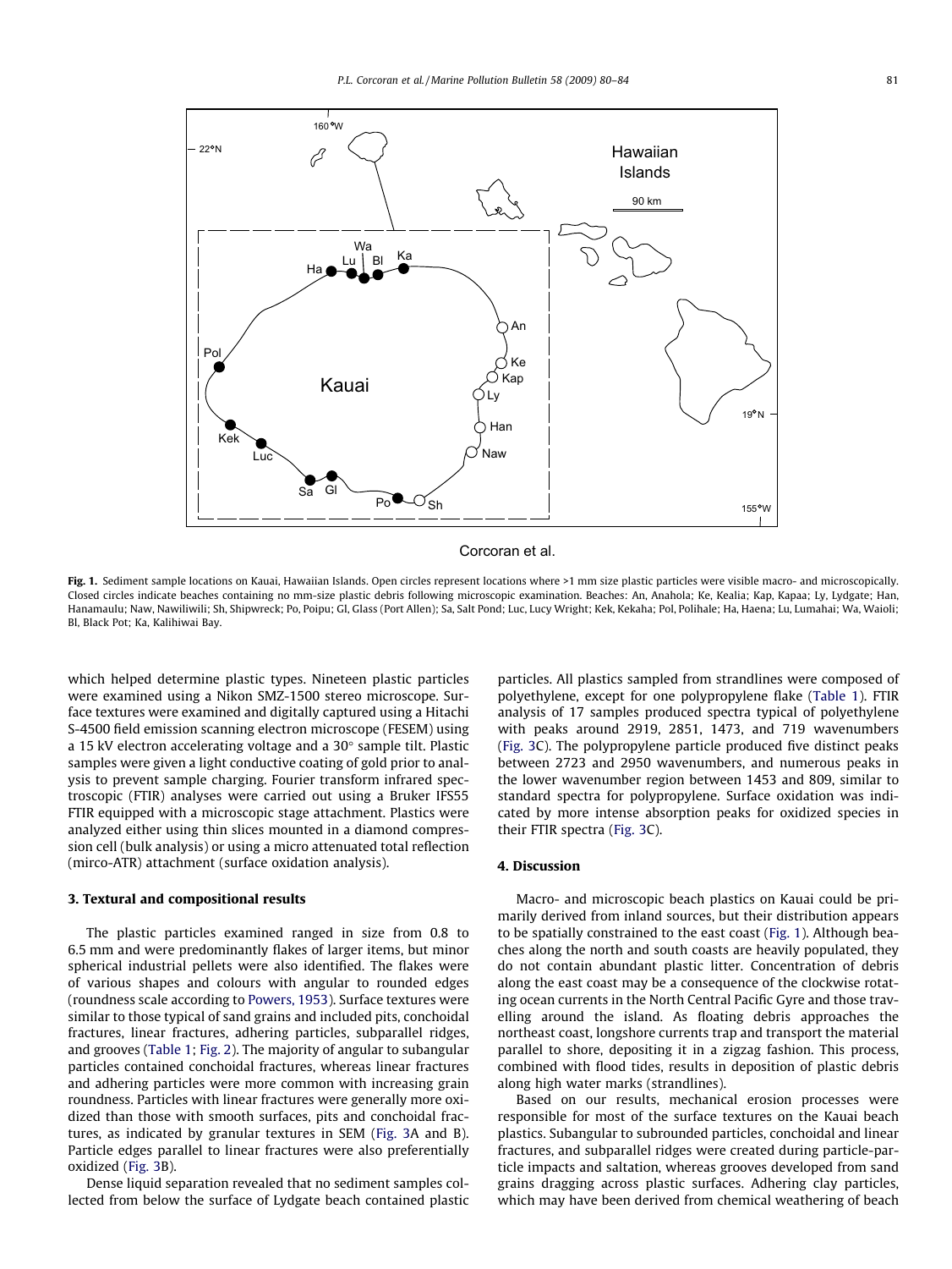Fig. 1. Sediment sample locations on Kauai, Hawaiian Islands. Open circles represent locations where >1 mm size plastic particles were visible macro- and microscopically. Closed circles indicate beaches containing no mm-size plastic debris following microscopic examination. Beaches: An, Anahola; Ke, Kealia; Kap, Kapaa; Ly, Lydgate; Han, Hanamaulu; Naw, Nawiliwili; Sh, Shipwreck; Po, Poipu; Gl, Glass (Port Allen); Sa, Salt Pond; Luc, Lucy Wright; Kek, Kekaha; Pol, Polihale; Ha, Haena; Lu, Lumahai; Wa, Waioli; Bl, Black Pot; Ka, Kalihiwai Bay.

which helped determine plastic types. Nineteen plastic particles were examined using a Nikon SMZ-1500 stereo microscope. Surface textures were examined and digitally captured using a Hitachi S-4500 field emission scanning electron microscope (FESEM) using a 15 kV electron accelerating voltage and a 30° sample tilt. Plastic samples were given a light conductive coating of gold prior to analysis to prevent sample charging. Fourier transform infrared spectroscopic (FTIR) analyses were carried out using a Bruker IFS55 FTIR equipped with a microscopic stage attachment. Plastics were analyzed either using thin slices mounted in a diamond compression cell (bulk analysis) or using a micro attenuated total reflection (mirco-ATR) attachment (surface oxidation analysis).

## 3. Textural and compositional results

The plastic particles examined ranged in size from 0.8 to 6.5 mm and were predominantly flakes of larger items, but minor spherical industrial pellets were also identified. The flakes were of various shapes and colours with angular to rounded edges (roundness scale according to Powers, 1953). Surface textures were similar to those typical of sand grains and included pits, conchoidal fractures, linear fractures, adhering particles, subparallel ridges, and grooves (Table 1; Fig. 2). The majority of angular to subangular particles contained conchoidal fractures, whereas linear fractures and adhering particles were more common with increasing grain roundness. Particles with linear fractures were generally more oxidized than those with smooth surfaces, pits and conchoidal fractures, as indicated by granular textures in SEM (Fig. 3A and B). Particle edges parallel to linear fractures were also preferentially oxidized (Fig. 3B).

Dense liquid separation revealed that no sediment samples collected from below the surface of Lydgate beach contained plastic particles. All plastics sampled from strandlines were composed of polyethylene, except for one polypropylene flake (Table 1). FTIR analysis of 17 samples produced spectra typical of polyethylene with peaks around 2919, 2851, 1473, and 719 wavenumbers (Fig. 3C). The polypropylene particle produced five distinct peaks between 2723 and 2950 wavenumbers, and numerous peaks in the lower wavenumber region between 1453 and 809, similar to standard spectra for polypropylene. Surface oxidation was indicated by more intense absorption peaks for oxidized species in their FTIR spectra (Fig. 3C).

## 4. Discussion

Macro- and microscopic beach plastics on Kauai could be primarily derived from inland sources, but their distribution appears to be spatially constrained to the east coast (Fig. 1). Although beaches along the north and south coasts are heavily populated, they do not contain abundant plastic litter. Concentration of debris along the east coast may be a consequence of the clockwise rotating ocean currents in the North Central Pacific Gyre and those travelling around the island. As floating debris approaches the northeast coast, longshore currents trap and transport the material parallel to shore, depositing it in a zigzag fashion. This process, combined with flood tides, results in deposition of plastic debris along high water marks (strandlines).

Based on our results, mechanical erosion processes were responsible for most of the surface textures on the Kauai beach plastics. Subangular to subrounded particles, conchoidal and linear fractures, and subparallel ridges were created during particle-particle impacts and saltation, whereas grooves developed from sand grains dragging across plastic surfaces. Adhering clay particles, which may have been derived from chemical weathering of beach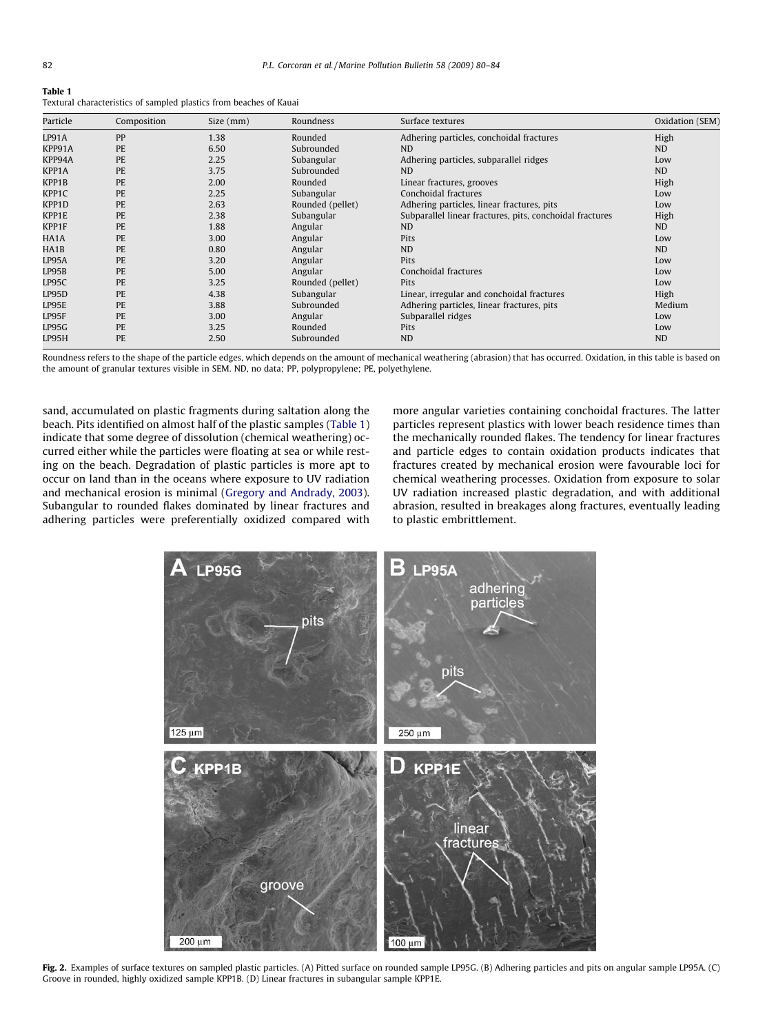**Table 1**
Textural characteristics of sampled plastics from beaches of Kauai

| Particle | Composition | Size (mm) | Roundness | Surface textures | Oxidation (SEM) |
|---|---|---|---|---|---|
| LP91A | PP | 1.38 | Rounded | Adhering particles, conchoidal fractures | High |
| KPP91A | PE | 6.50 | Subrounded | ND | ND |
| KPP94A | PE | 2.25 | Subangular | Adhering particles, subparallel ridges | Low |
| KPP1A | PE | 3.75 | Subrounded | ND | ND |
| KPP1B | PE | 2.00 | Rounded | Linear fractures, grooves | High |
| KPP1C | PE | 2.25 | Subangular | Conchoidal fractures | Low |
| KPP1D | PE | 2.63 | Rounded (pellet) | Adhering particles, linear fractures, pits | Low |
| KPP1E | PE | 2.38 | Subangular | Subparallel linear fractures, pits, conchoidal fractures | High |
| KPP1F | PE | 1.88 | Angular | ND | ND |
| HA1A | PE | 3.00 | Angular | Pits | Low |
| HA1B | PE | 0.80 | Angular | ND | ND |
| LP95A | PE | 3.20 | Angular | Pits | Low |
| LP95B | PE | 5.00 | Angular | Conchoidal fractures | Low |
| LP95C | PE | 3.25 | Rounded (pellet) | Pits | Low |
| LP95D | PE | 4.38 | Subangular | Linear, irregular and conchoidal fractures | High |
| LP95E | PE | 3.88 | Subrounded | Adhering particles, linear fractures, pits | Medium |
| LP95F | PE | 3.00 | Angular | Subparallel ridges | Low |
| LP95G | PE | 3.25 | Rounded | Pits | Low |
| LP95H | PE | 2.50 | Subrounded | ND | ND |

Roundness refers to the shape of the particle edges, which depends on the amount of mechanical weathering (abrasion) that has occurred. Oxidation, in this table is based on the amount of granular textures visible in SEM. ND, no data; PP, polypropylene; PE, polyethylene.

sand, accumulated on plastic fragments during saltation along the beach. Pits identified on almost half of the plastic samples (Table 1) indicate that some degree of dissolution (chemical weathering) occurred either while the particles were floating at sea or while resting on the beach. Degradation of plastic particles is more apt to occur on land than in the oceans where exposure to UV radiation and mechanical erosion is minimal (Gregory and Andrady, 2003). Subangular to rounded flakes dominated by linear fractures and adhering particles were preferentially oxidized compared with more angular varieties containing conchoidal fractures. The latter particles represent plastics with lower beach residence times than the mechanically rounded flakes. The tendency for linear fractures and particle edges to contain oxidation products indicates that fractures created by mechanical erosion were favourable loci for chemical weathering processes. Oxidation from exposure to solar UV radiation increased plastic degradation, and with additional abrasion, resulted in breakages along fractures, eventually leading to plastic embrittlement.

**Fig. 2.** Examples of surface textures on sampled plastic particles. (A) Pitted surface on rounded sample LP95G. (B) Adhering particles and pits on angular sample LP95A. (C) Groove in rounded, highly oxidized sample KPP1B. (D) Linear fractures in subangular sample KPP1E.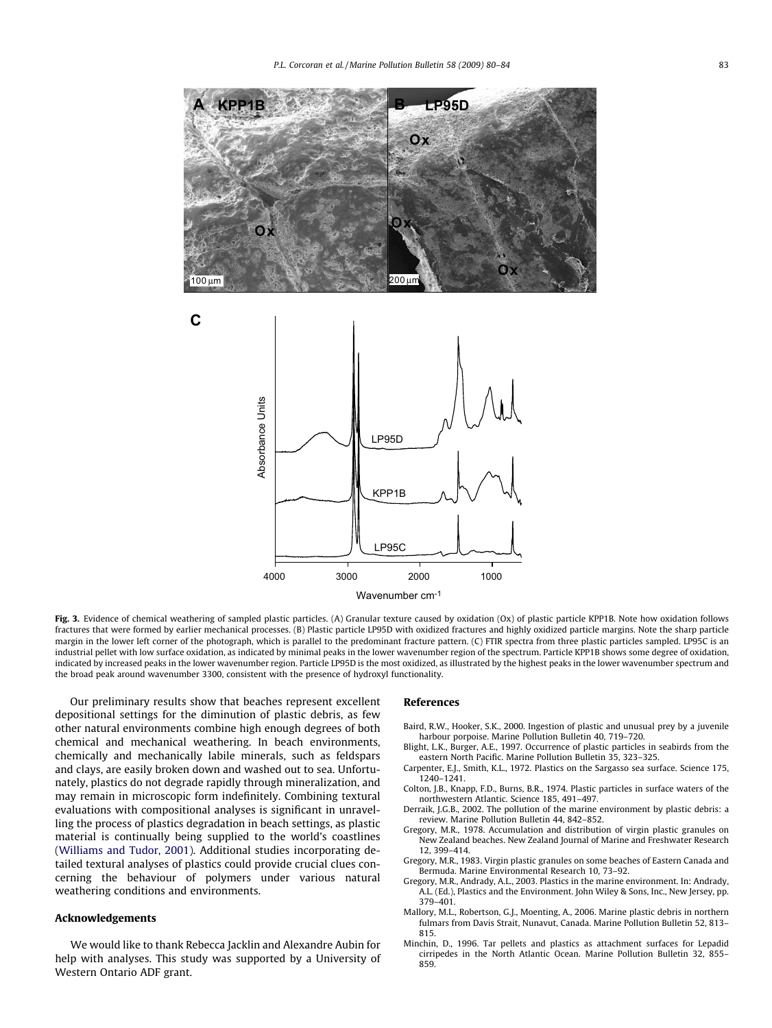**Fig. 3.** Evidence of chemical weathering of sampled plastic particles. (A) Granular texture caused by oxidation (Ox) of plastic particle KPP1B. Note how oxidation follows fractures that were formed by earlier mechanical processes. (B) Plastic particle LP95D with oxidized fractures and highly oxidized particle margins. Note the sharp particle margin in the lower left corner of the photograph, which is parallel to the predominant fracture pattern. (C) FTIR spectra from three plastic particles sampled. LP95C is an industrial pellet with low surface oxidation, as indicated by minimal peaks in the lower wavenumber region of the spectrum. Particle KPP1B shows some degree of oxidation, indicated by increased peaks in the lower wavenumber region. Particle LP95D is the most oxidized, as illustrated by the highest peaks in the lower wavenumber spectrum and the broad peak around wavenumber 3300, consistent with the presence of hydroxyl functionality.

Our preliminary results show that beaches represent excellent depositional settings for the diminution of plastic debris, as few other natural environments combine high enough degrees of both chemical and mechanical weathering. In beach environments, chemically and mechanically labile minerals, such as feldspars and clays, are easily broken down and washed out to sea. Unfortunately, plastics do not degrade rapidly through mineralization, and may remain in microscopic form indefinitely. Combining textural evaluations with compositional analyses is significant in unravelling the process of plastics degradation in beach settings, as plastic material is continually being supplied to the world's coastlines (Williams and Tudor, 2001). Additional studies incorporating detailed textural analyses of plastics could provide crucial clues concerning the behaviour of polymers under various natural weathering conditions and environments.

## Acknowledgements

We would like to thank Rebecca Jacklin and Alexandre Aubin for help with analyses. This study was supported by a University of Western Ontario ADF grant.

## References

Baird, R.W., Hooker, S.K., 2000. Ingestion of plastic and unusual prey by a juvenile harbour porpoise. Marine Pollution Bulletin 40, 719–720.

Blight, L.K., Burger, A.E., 1997. Occurrence of plastic particles in seabirds from the eastern North Pacific. Marine Pollution Bulletin 35, 323–325.

Carpenter, E.J., Smith, K.L., 1972. Plastics on the Sargasso sea surface. Science 175, 1240–1241.

Colton, J.B., Knapp, F.D., Burns, B.R., 1974. Plastic particles in surface waters of the northwestern Atlantic. Science 185, 491–497.

Derraik, J.G.B., 2002. The pollution of the marine environment by plastic debris: a review. Marine Pollution Bulletin 44, 842–852.

Gregory, M.R., 1978. Accumulation and distribution of virgin plastic granules on New Zealand beaches. New Zealand Journal of Marine and Freshwater Research 12, 399–414.

Gregory, M.R., 1983. Virgin plastic granules on some beaches of Eastern Canada and Bermuda. Marine Environmental Research 10, 73–92.

Gregory, M.R., Andrady, A.L., 2003. Plastics in the marine environment. In: Andrady, A.L. (Ed.), Plastics and the Environment. John Wiley & Sons, Inc., New Jersey, pp. 379–401.

Mallory, M.L., Robertson, G.J., Moenting, A., 2006. Marine plastic debris in northern fulmars from Davis Strait, Nunavut, Canada. Marine Pollution Bulletin 52, 813–815.

Minchin, D., 1996. Tar pellets and plastics as attachment surfaces for Lepadid cirripedes in the North Atlantic Ocean. Marine Pollution Bulletin 32, 855–859.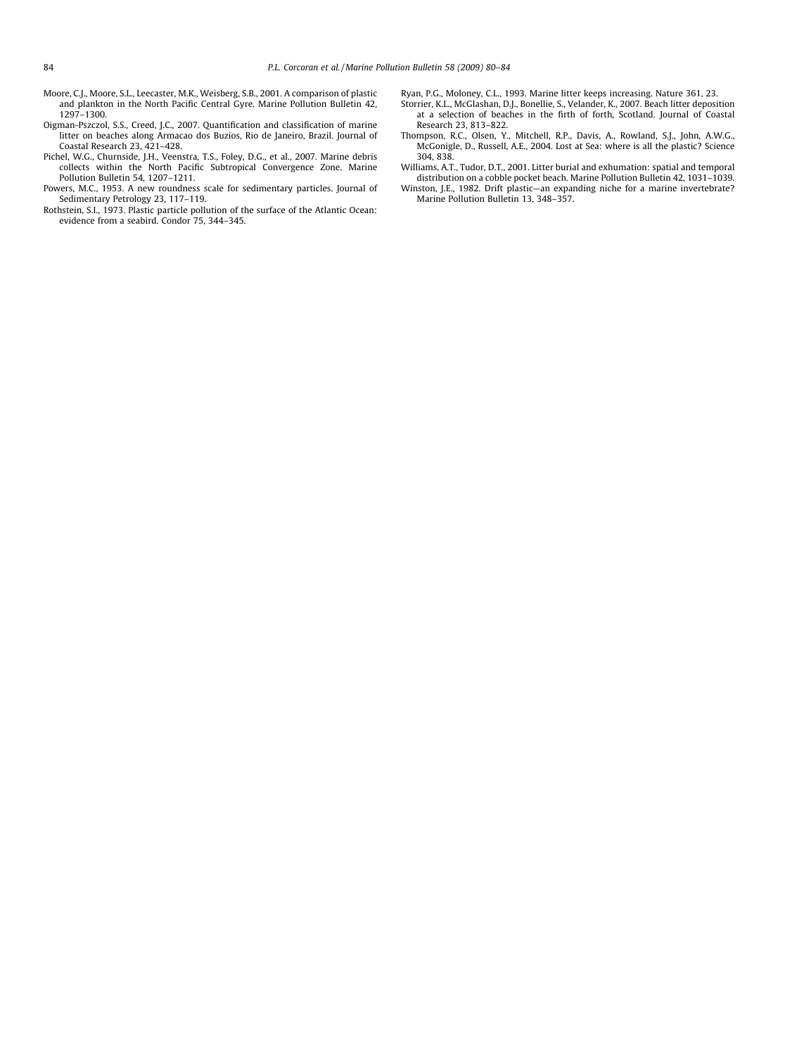Moore, C.J., Moore, S.L., Leecaster, M.K., Weisberg, S.B., 2001. A comparison of plastic and plankton in the North Pacific Central Gyre. Marine Pollution Bulletin 42, 1297–1300.

Oigman-Pszczol, S.S., Creed, J.C., 2007. Quantification and classification of marine litter on beaches along Armacao dos Buzios, Rio de Janeiro, Brazil. Journal of Coastal Research 23, 421–428.

Pichel, W.G., Churnside, J.H., Veenstra, T.S., Foley, D.G., et al., 2007. Marine debris collects within the North Pacific Subtropical Convergence Zone. Marine Pollution Bulletin 54, 1207–1211.

Powers, M.C., 1953. A new roundness scale for sedimentary particles. Journal of Sedimentary Petrology 23, 117–119.

Rothstein, S.I., 1973. Plastic particle pollution of the surface of the Atlantic Ocean: evidence from a seabird. Condor 75, 344–345.

Ryan, P.G., Moloney, C.L., 1993. Marine litter keeps increasing. Nature 361, 23.

Storrier, K.L., McGlashan, D.J., Bonellie, S., Velander, K., 2007. Beach litter deposition at a selection of beaches in the firth of forth, Scotland. Journal of Coastal Research 23, 813–822.

Thompson, R.C., Olsen, Y., Mitchell, R.P., Davis, A., Rowland, S.J., John, A.W.G., McGonigle, D., Russell, A.E., 2004. Lost at Sea: where is all the plastic? Science 304, 838.

Williams, A.T., Tudor, D.T., 2001. Litter burial and exhumation: spatial and temporal distribution on a cobble pocket beach. Marine Pollution Bulletin 42, 1031–1039.

Winston, J.E., 1982. Drift plastic—an expanding niche for a marine invertebrate? Marine Pollution Bulletin 13, 348–357.